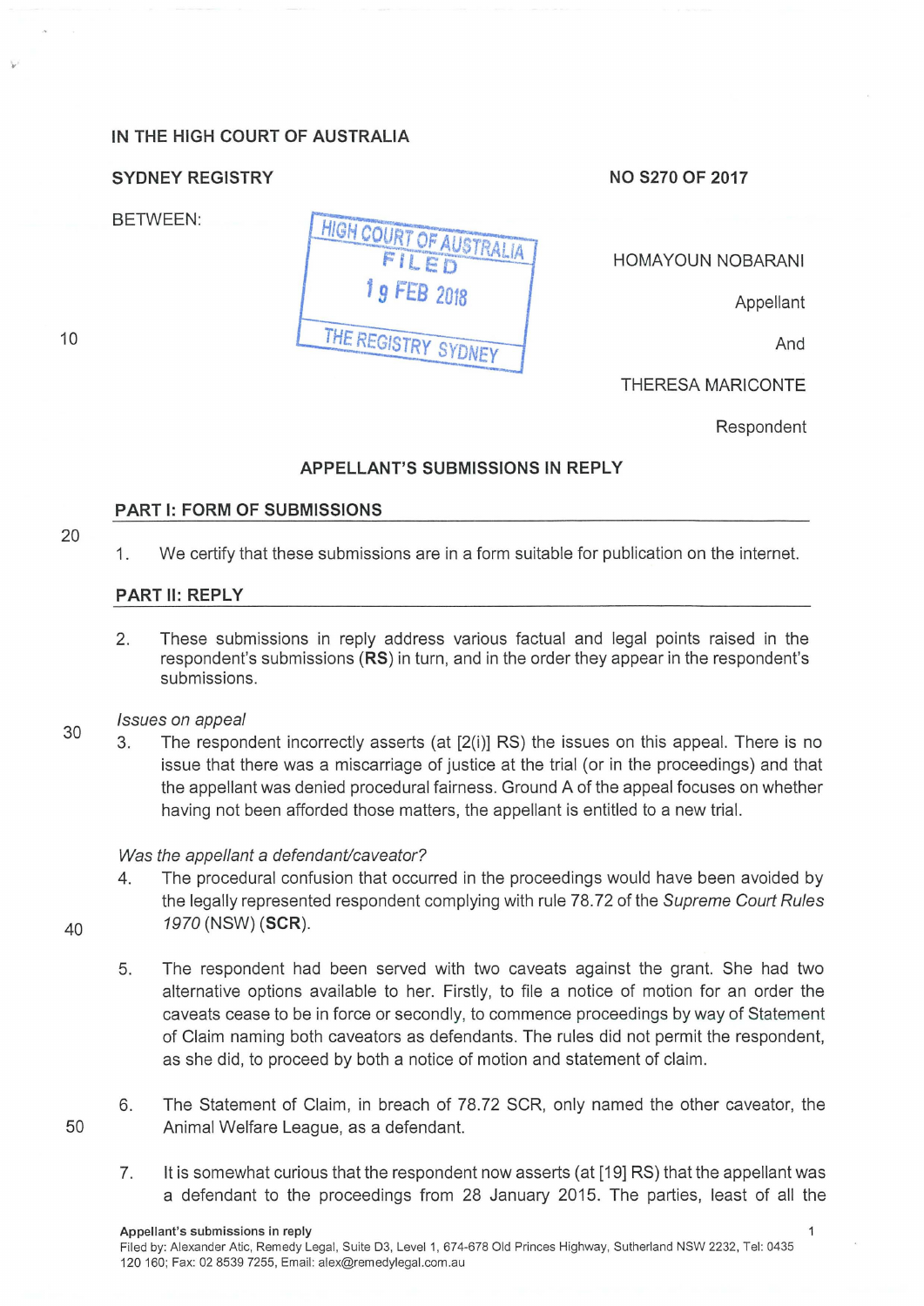IN THE HIGH COURT OF AUSTRALIA

SYDNEY REGISTRY

NO S270 OF 2017

BETWEEN:

HIGH COURT OF AUSTRALIA
FILED
19 FEB 2018
THE REGISTRY SYDNEY

HOMAYOUN NOBARANI

Appellant

And

THERESA MARICONTE

Respondent

## APPELLANT'S SUBMISSIONS IN REPLY

### PART I: FORM OF SUBMISSIONS

1. We certify that these submissions are in a form suitable for publication on the internet.

### PART II: REPLY

2. These submissions in reply address various factual and legal points raised in the respondent's submissions (**RS**) in turn, and in the order they appear in the respondent's submissions.

*Issues on appeal*

3. The respondent incorrectly asserts (at [2(i)] RS) the issues on this appeal. There is no issue that there was a miscarriage of justice at the trial (or in the proceedings) and that the appellant was denied procedural fairness. Ground A of the appeal focuses on whether having not been afforded those matters, the appellant is entitled to a new trial.

*Was the appellant a defendant/caveator?*

4. The procedural confusion that occurred in the proceedings would have been avoided by the legally represented respondent complying with rule 78.72 of the *Supreme Court Rules 1970* (NSW) (**SCR**).

5. The respondent had been served with two caveats against the grant. She had two alternative options available to her. Firstly, to file a notice of motion for an order the caveats cease to be in force or secondly, to commence proceedings by way of Statement of Claim naming both caveators as defendants. The rules did not permit the respondent, as she did, to proceed by both a notice of motion and statement of claim.

6. The Statement of Claim, in breach of 78.72 SCR, only named the other caveator, the Animal Welfare League, as a defendant.

7. It is somewhat curious that the respondent now asserts (at [19] RS) that the appellant was a defendant to the proceedings from 28 January 2015. The parties, least of all the

Filed by: Alexander Atic, Remedy Legal, Suite D3, Level 1, 674-678 Old Princes Highway, Sutherland NSW 2232, Tel: 0435 120 160; Fax: 02 8539 7255, Email: alex@remedylegal.com.au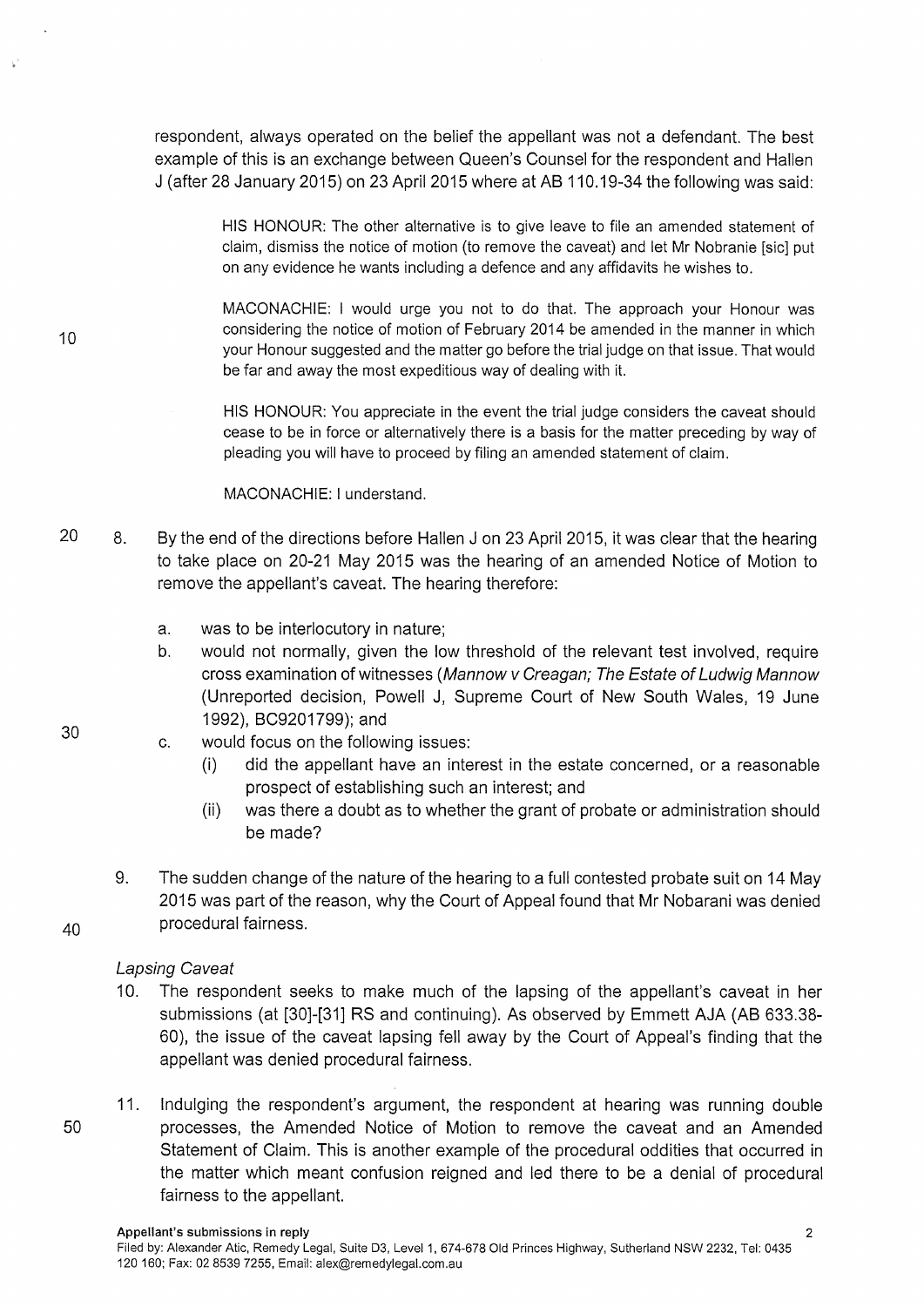respondent, always operated on the belief the appellant was not a defendant. The best example of this is an exchange between Queen's Counsel for the respondent and Hallen J (after 28 January 2015) on 23 April 2015 where at AB 110.19-34 the following was said:

> HIS HONOUR: The other alternative is to give leave to file an amended statement of claim, dismiss the notice of motion (to remove the caveat) and let Mr Nobranie [sic] put on any evidence he wants including a defence and any affidavits he wishes to.
>
> MACONACHIE: I would urge you not to do that. The approach your Honour was considering the notice of motion of February 2014 be amended in the manner in which your Honour suggested and the matter go before the trial judge on that issue. That would be far and away the most expeditious way of dealing with it.
>
> HIS HONOUR: You appreciate in the event the trial judge considers the caveat should cease to be in force or alternatively there is a basis for the matter preceding by way of pleading you will have to proceed by filing an amended statement of claim.
>
> MACONACHIE: I understand.

8. By the end of the directions before Hallen J on 23 April 2015, it was clear that the hearing to take place on 20-21 May 2015 was the hearing of an amended Notice of Motion to remove the appellant's caveat. The hearing therefore:
   a. was to be interlocutory in nature;
   b. would not normally, given the low threshold of the relevant test involved, require cross examination of witnesses (*Mannow v Creagan; The Estate of Ludwig Mannow* (Unreported decision, Powell J, Supreme Court of New South Wales, 19 June 1992), BC9201799); and
   c. would focus on the following issues:
      (i) did the appellant have an interest in the estate concerned, or a reasonable prospect of establishing such an interest; and
      (ii) was there a doubt as to whether the grant of probate or administration should be made?

9. The sudden change of the nature of the hearing to a full contested probate suit on 14 May 2015 was part of the reason, why the Court of Appeal found that Mr Nobarani was denied procedural fairness.

*Lapsing Caveat*

10. The respondent seeks to make much of the lapsing of the appellant's caveat in her submissions (at [30]-[31] RS and continuing). As observed by Emmett AJA (AB 633.38-60), the issue of the caveat lapsing fell away by the Court of Appeal's finding that the appellant was denied procedural fairness.

11. Indulging the respondent's argument, the respondent at hearing was running double processes, the Amended Notice of Motion to remove the caveat and an Amended Statement of Claim. This is another example of the procedural oddities that occurred in the matter which meant confusion reigned and led there to be a denial of procedural fairness to the appellant.

**Appellant's submissions in reply**

Filed by: Alexander Atic, Remedy Legal, Suite D3, Level 1, 674-678 Old Princes Highway, Sutherland NSW 2232, Tel: 0435 120 160; Fax: 02 8539 7255, Email: alex@remedylegal.com.au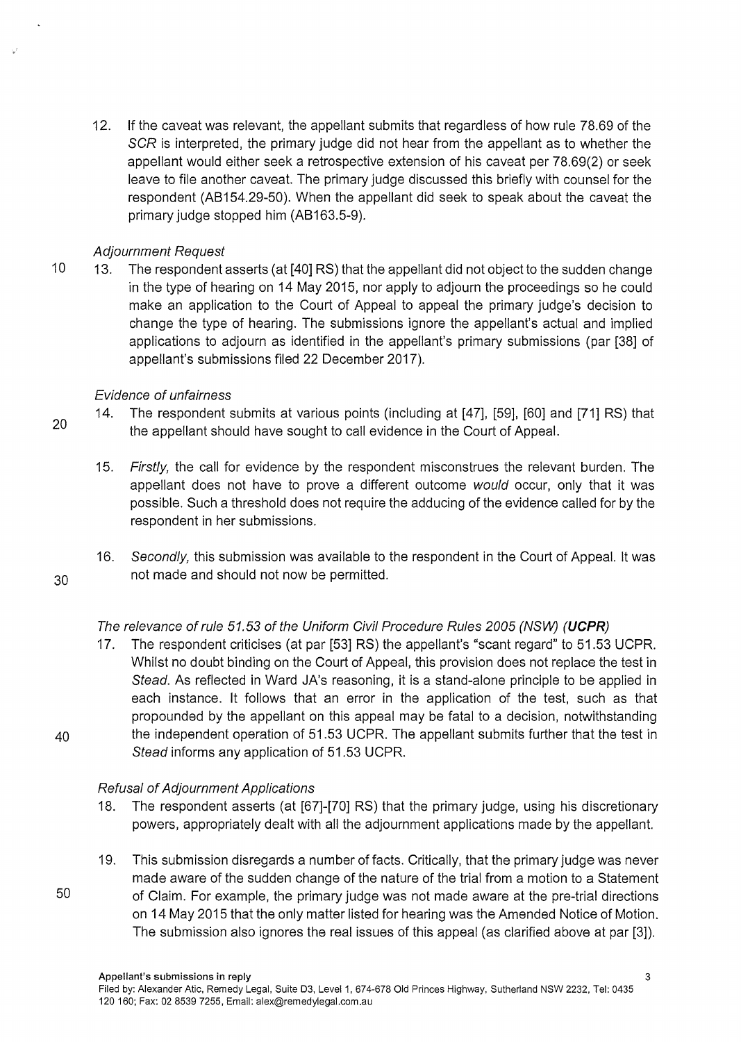12. If the caveat was relevant, the appellant submits that regardless of how rule 78.69 of the *SCR* is interpreted, the primary judge did not hear from the appellant as to whether the appellant would either seek a retrospective extension of his caveat per 78.69(2) or seek leave to file another caveat. The primary judge discussed this briefly with counsel for the respondent (AB154.29-50). When the appellant did seek to speak about the caveat the primary judge stopped him (AB163.5-9).

*Adjournment Request*

13. The respondent asserts (at [40] RS) that the appellant did not object to the sudden change in the type of hearing on 14 May 2015, nor apply to adjourn the proceedings so he could make an application to the Court of Appeal to appeal the primary judge's decision to change the type of hearing. The submissions ignore the appellant's actual and implied applications to adjourn as identified in the appellant's primary submissions (par [38] of appellant's submissions filed 22 December 2017).

*Evidence of unfairness*

14. The respondent submits at various points (including at [47], [59], [60] and [71] RS) that the appellant should have sought to call evidence in the Court of Appeal.

15. *Firstly,* the call for evidence by the respondent misconstrues the relevant burden. The appellant does not have to prove a different outcome *would* occur, only that it was possible. Such a threshold does not require the adducing of the evidence called for by the respondent in her submissions.

16. *Secondly,* this submission was available to the respondent in the Court of Appeal. It was not made and should not now be permitted.

*The relevance of rule 51.53 of the Uniform Civil Procedure Rules 2005 (NSW) (**UCPR**)*

17. The respondent criticises (at par [53] RS) the appellant's "scant regard" to 51.53 UCPR. Whilst no doubt binding on the Court of Appeal, this provision does not replace the test in *Stead*. As reflected in Ward JA's reasoning, it is a stand-alone principle to be applied in each instance. It follows that an error in the application of the test, such as that propounded by the appellant on this appeal may be fatal to a decision, notwithstanding the independent operation of 51.53 UCPR. The appellant submits further that the test in *Stead* informs any application of 51.53 UCPR.

*Refusal of Adjournment Applications*

18. The respondent asserts (at [67]-[70] RS) that the primary judge, using his discretionary powers, appropriately dealt with all the adjournment applications made by the appellant.

19. This submission disregards a number of facts. Critically, that the primary judge was never made aware of the sudden change of the nature of the trial from a motion to a Statement of Claim. For example, the primary judge was not made aware at the pre-trial directions on 14 May 2015 that the only matter listed for hearing was the Amended Notice of Motion. The submission also ignores the real issues of this appeal (as clarified above at par [3]).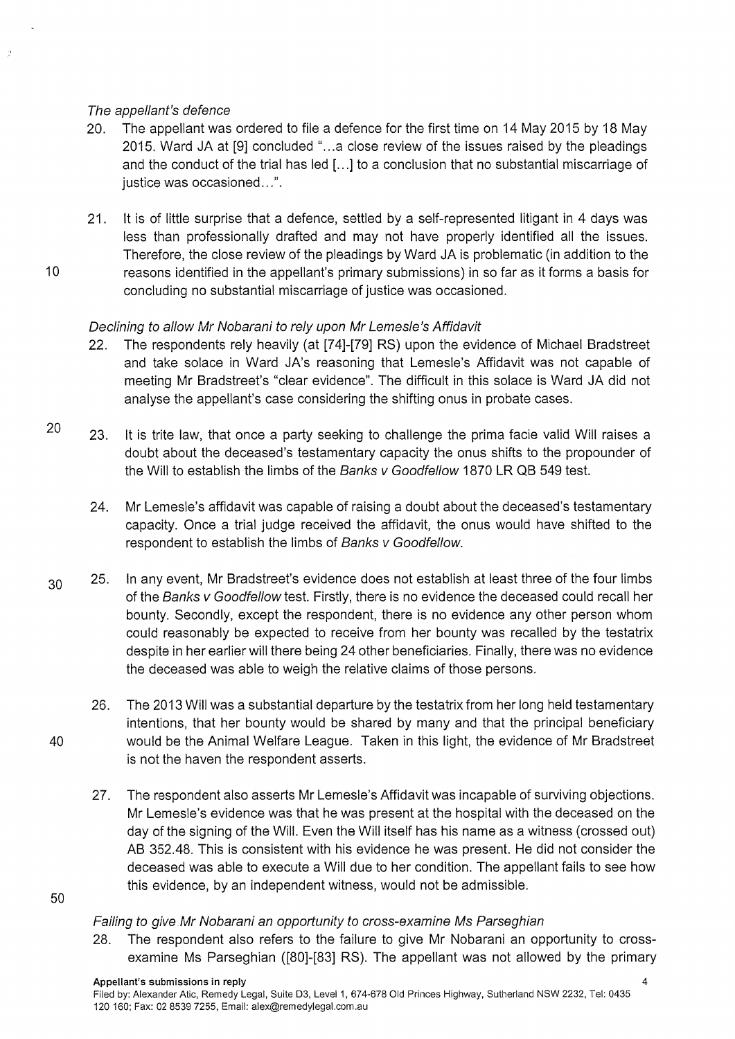*The appellant's defence*

20. The appellant was ordered to file a defence for the first time on 14 May 2015 by 18 May 2015. Ward JA at [9] concluded "...a close review of the issues raised by the pleadings and the conduct of the trial has led [...] to a conclusion that no substantial miscarriage of justice was occasioned...".

21. It is of little surprise that a defence, settled by a self-represented litigant in 4 days was less than professionally drafted and may not have properly identified all the issues. Therefore, the close review of the pleadings by Ward JA is problematic (in addition to the reasons identified in the appellant's primary submissions) in so far as it forms a basis for concluding no substantial miscarriage of justice was occasioned.

*Declining to allow Mr Nobarani to rely upon Mr Lemesle's Affidavit*

22. The respondents rely heavily (at [74]-[79] RS) upon the evidence of Michael Bradstreet and take solace in Ward JA's reasoning that Lemesle's Affidavit was not capable of meeting Mr Bradstreet's "clear evidence". The difficult in this solace is Ward JA did not analyse the appellant's case considering the shifting onus in probate cases.

23. It is trite law, that once a party seeking to challenge the prima facie valid Will raises a doubt about the deceased's testamentary capacity the onus shifts to the propounder of the Will to establish the limbs of the *Banks v Goodfellow* 1870 LR QB 549 test.

24. Mr Lemesle's affidavit was capable of raising a doubt about the deceased's testamentary capacity. Once a trial judge received the affidavit, the onus would have shifted to the respondent to establish the limbs of *Banks v Goodfellow*.

25. In any event, Mr Bradstreet's evidence does not establish at least three of the four limbs of the *Banks v Goodfellow* test. Firstly, there is no evidence the deceased could recall her bounty. Secondly, except the respondent, there is no evidence any other person whom could reasonably be expected to receive from her bounty was recalled by the testatrix despite in her earlier will there being 24 other beneficiaries. Finally, there was no evidence the deceased was able to weigh the relative claims of those persons.

26. The 2013 Will was a substantial departure by the testatrix from her long held testamentary intentions, that her bounty would be shared by many and that the principal beneficiary would be the Animal Welfare League. Taken in this light, the evidence of Mr Bradstreet is not the haven the respondent asserts.

27. The respondent also asserts Mr Lemesle's Affidavit was incapable of surviving objections. Mr Lemesle's evidence was that he was present at the hospital with the deceased on the day of the signing of the Will. Even the Will itself has his name as a witness (crossed out) AB 352.48. This is consistent with his evidence he was present. He did not consider the deceased was able to execute a Will due to her condition. The appellant fails to see how this evidence, by an independent witness, would not be admissible.

*Failing to give Mr Nobarani an opportunity to cross-examine Ms Parseghian*

28. The respondent also refers to the failure to give Mr Nobarani an opportunity to cross-examine Ms Parseghian ([80]-[83] RS). The appellant was not allowed by the primary

**Appellant's submissions in reply**

Filed by: Alexander Atic, Remedy Legal, Suite D3, Level 1, 674-678 Old Princes Highway, Sutherland NSW 2232, Tel: 0435 120 160; Fax: 02 8539 7255, Email: alex@remedylegal.com.au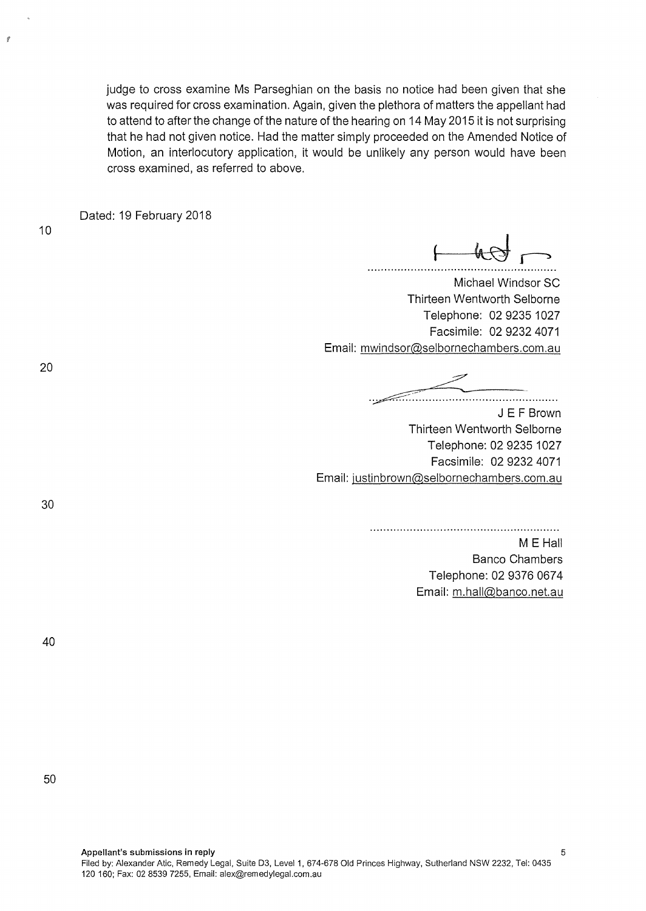judge to cross examine Ms Parseghian on the basis no notice had been given that she was required for cross examination. Again, given the plethora of matters the appellant had to attend to after the change of the nature of the hearing on 14 May 2015 it is not surprising that he had not given notice. Had the matter simply proceeded on the Amended Notice of Motion, an interlocutory application, it would be unlikely any person would have been cross examined, as referred to above.

Dated: 19 February 2018

.........................................................

Michael Windsor SC
Thirteen Wentworth Selborne
Telephone: 02 9235 1027
Facsimile: 02 9232 4071
Email: mwindsor@selbornechambers.com.au

.........................................................

J E F Brown
Thirteen Wentworth Selborne
Telephone: 02 9235 1027
Facsimile: 02 9232 4071
Email: justinbrown@selbornechambers.com.au

.........................................................

M E Hall
Banco Chambers
Telephone: 02 9376 0674
Email: m.hall@banco.net.au

**Appellant's submissions in reply**
Filed by: Alexander Atic, Remedy Legal, Suite D3, Level 1, 674-678 Old Princes Highway, Sutherland NSW 2232, Tel: 0435 120 160; Fax: 02 8539 7255, Email: alex@remedylegal.com.au